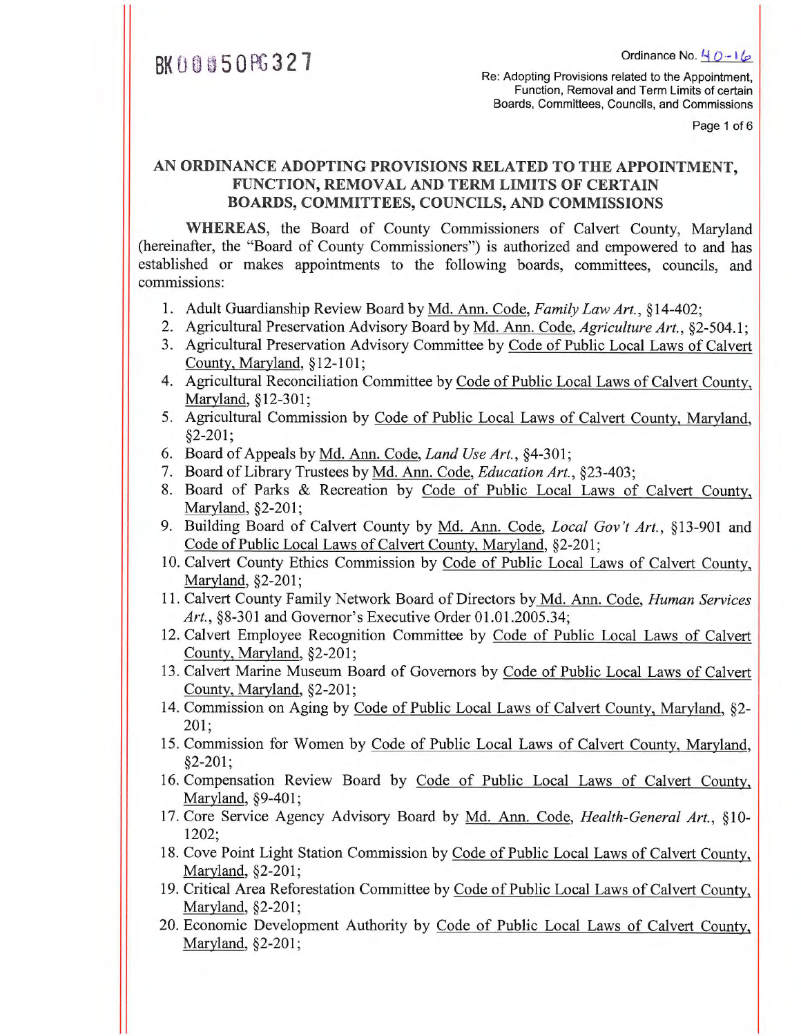BK 0 0 0 5 0 PG 3 2 7

Ordinance No. 40-16

Re: Adopting Provisions related to the Appointment, Function, Removal and Term Limits of certain Boards, Committees, Councils, and Commissions

## AN ORDINANCE ADOPTING PROVISIONS RELATED TO THE APPOINTMENT, FUNCTION, REMOVAL AND TERM LIMITS OF CERTAIN BOARDS, COMMITTEES, COUNCILS, AND COMMISSIONS

**WHEREAS**, the Board of County Commissioners of Calvert County, Maryland (hereinafter, the "Board of County Commissioners") is authorized and empowered to and has established or makes appointments to the following boards, committees, councils, and commissions:

1. Adult Guardianship Review Board by Md. Ann. Code, *Family Law Art.*, §14-402;
2. Agricultural Preservation Advisory Board by Md. Ann. Code, *Agriculture Art.*, §2-504.1;
3. Agricultural Preservation Advisory Committee by Code of Public Local Laws of Calvert County, Maryland, §12-101;
4. Agricultural Reconciliation Committee by Code of Public Local Laws of Calvert County, Maryland, §12-301;
5. Agricultural Commission by Code of Public Local Laws of Calvert County, Maryland, §2-201;
6. Board of Appeals by Md. Ann. Code, *Land Use Art.*, §4-301;
7. Board of Library Trustees by Md. Ann. Code, *Education Art.*, §23-403;
8. Board of Parks & Recreation by Code of Public Local Laws of Calvert County, Maryland, §2-201;
9. Building Board of Calvert County by Md. Ann. Code, *Local Gov't Art.*, §13-901 and Code of Public Local Laws of Calvert County, Maryland, §2-201;
10. Calvert County Ethics Commission by Code of Public Local Laws of Calvert County, Maryland, §2-201;
11. Calvert County Family Network Board of Directors by Md. Ann. Code, *Human Services Art.*, §8-301 and Governor's Executive Order 01.01.2005.34;
12. Calvert Employee Recognition Committee by Code of Public Local Laws of Calvert County, Maryland, §2-201;
13. Calvert Marine Museum Board of Governors by Code of Public Local Laws of Calvert County, Maryland, §2-201;
14. Commission on Aging by Code of Public Local Laws of Calvert County, Maryland, §2-201;
15. Commission for Women by Code of Public Local Laws of Calvert County, Maryland, §2-201;
16. Compensation Review Board by Code of Public Local Laws of Calvert County, Maryland, §9-401;
17. Core Service Agency Advisory Board by Md. Ann. Code, *Health-General Art.*, §10-1202;
18. Cove Point Light Station Commission by Code of Public Local Laws of Calvert County, Maryland, §2-201;
19. Critical Area Reforestation Committee by Code of Public Local Laws of Calvert County, Maryland, §2-201;
20. Economic Development Authority by Code of Public Local Laws of Calvert County, Maryland, §2-201;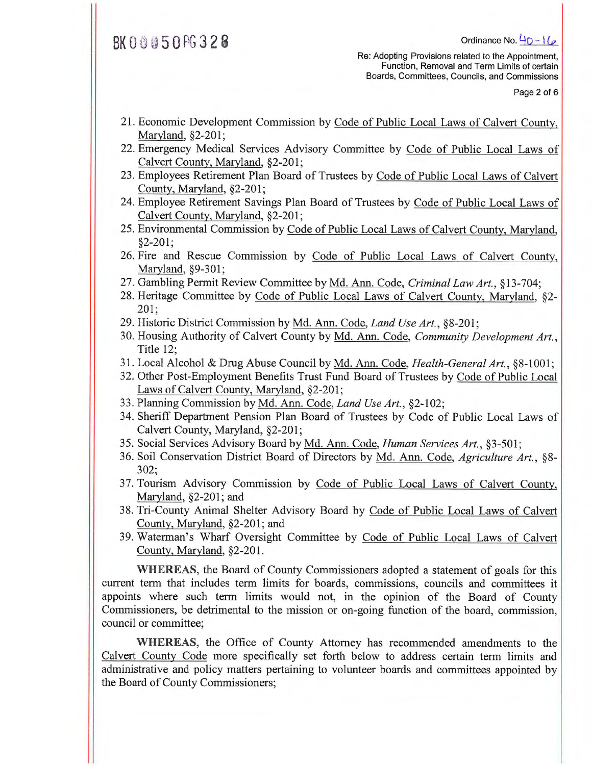21. Economic Development Commission by Code of Public Local Laws of Calvert County, Maryland, §2-201;
22. Emergency Medical Services Advisory Committee by Code of Public Local Laws of Calvert County, Maryland, §2-201;
23. Employees Retirement Plan Board of Trustees by Code of Public Local Laws of Calvert County, Maryland, §2-201;
24. Employee Retirement Savings Plan Board of Trustees by Code of Public Local Laws of Calvert County, Maryland, §2-201;
25. Environmental Commission by Code of Public Local Laws of Calvert County, Maryland, §2-201;
26. Fire and Rescue Commission by Code of Public Local Laws of Calvert County, Maryland, §9-301;
27. Gambling Permit Review Committee by Md. Ann. Code, *Criminal Law Art.*, §13-704;
28. Heritage Committee by Code of Public Local Laws of Calvert County, Maryland, §2-201;
29. Historic District Commission by Md. Ann. Code, *Land Use Art.*, §8-201;
30. Housing Authority of Calvert County by Md. Ann. Code, *Community Development Art.*, Title 12;
31. Local Alcohol & Drug Abuse Council by Md. Ann. Code, *Health-General Art.*, §8-1001;
32. Other Post-Employment Benefits Trust Fund Board of Trustees by Code of Public Local Laws of Calvert County, Maryland, §2-201;
33. Planning Commission by Md. Ann. Code, *Land Use Art.*, §2-102;
34. Sheriff Department Pension Plan Board of Trustees by Code of Public Local Laws of Calvert County, Maryland, §2-201;
35. Social Services Advisory Board by Md. Ann. Code, *Human Services Art.*, §3-501;
36. Soil Conservation District Board of Directors by Md. Ann. Code, *Agriculture Art.*, §8-302;
37. Tourism Advisory Commission by Code of Public Local Laws of Calvert County, Maryland, §2-201; and
38. Tri-County Animal Shelter Advisory Board by Code of Public Local Laws of Calvert County, Maryland, §2-201; and
39. Waterman's Wharf Oversight Committee by Code of Public Local Laws of Calvert County, Maryland, §2-201.

**WHEREAS**, the Board of County Commissioners adopted a statement of goals for this current term that includes term limits for boards, commissions, councils and committees it appoints where such term limits would not, in the opinion of the Board of County Commissioners, be detrimental to the mission or on-going function of the board, commission, council or committee;

**WHEREAS**, the Office of County Attorney has recommended amendments to the Calvert County Code more specifically set forth below to address certain term limits and administrative and policy matters pertaining to volunteer boards and committees appointed by the Board of County Commissioners;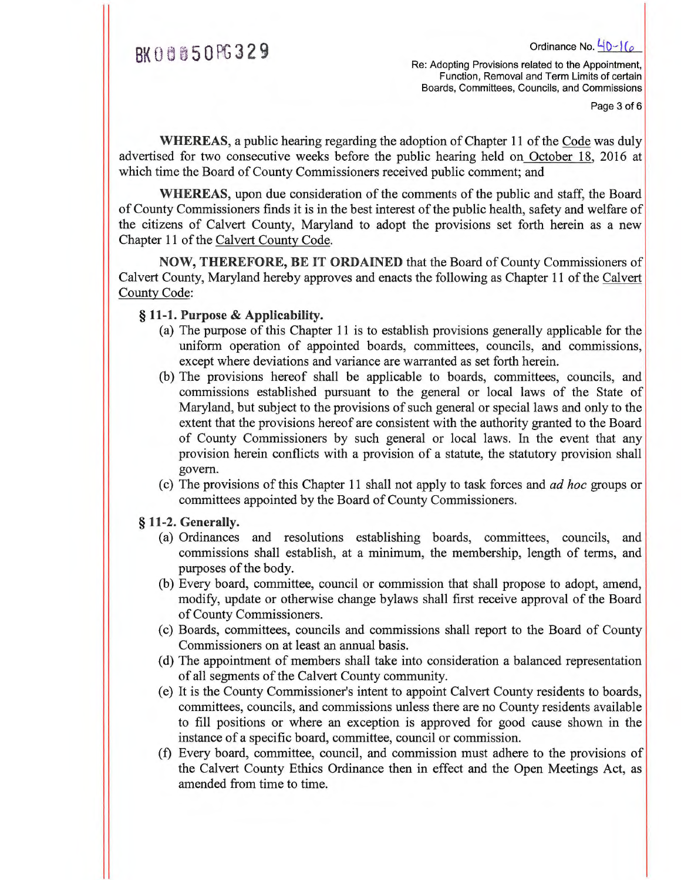**WHEREAS**, a public hearing regarding the adoption of Chapter 11 of the Code was duly advertised for two consecutive weeks before the public hearing held on October 18, 2016 at which time the Board of County Commissioners received public comment; and

**WHEREAS**, upon due consideration of the comments of the public and staff, the Board of County Commissioners finds it is in the best interest of the public health, safety and welfare of the citizens of Calvert County, Maryland to adopt the provisions set forth herein as a new Chapter 11 of the Calvert County Code.

**NOW, THEREFORE, BE IT ORDAINED** that the Board of County Commissioners of Calvert County, Maryland hereby approves and enacts the following as Chapter 11 of the Calvert County Code:

**§ 11-1. Purpose & Applicability.**

(a) The purpose of this Chapter 11 is to establish provisions generally applicable for the uniform operation of appointed boards, committees, councils, and commissions, except where deviations and variance are warranted as set forth herein.

(b) The provisions hereof shall be applicable to boards, committees, councils, and commissions established pursuant to the general or local laws of the State of Maryland, but subject to the provisions of such general or special laws and only to the extent that the provisions hereof are consistent with the authority granted to the Board of County Commissioners by such general or local laws. In the event that any provision herein conflicts with a provision of a statute, the statutory provision shall govern.

(c) The provisions of this Chapter 11 shall not apply to task forces and *ad hoc* groups or committees appointed by the Board of County Commissioners.

**§ 11-2. Generally.**

(a) Ordinances and resolutions establishing boards, committees, councils, and commissions shall establish, at a minimum, the membership, length of terms, and purposes of the body.

(b) Every board, committee, council or commission that shall propose to adopt, amend, modify, update or otherwise change bylaws shall first receive approval of the Board of County Commissioners.

(c) Boards, committees, councils and commissions shall report to the Board of County Commissioners on at least an annual basis.

(d) The appointment of members shall take into consideration a balanced representation of all segments of the Calvert County community.

(e) It is the County Commissioner's intent to appoint Calvert County residents to boards, committees, councils, and commissions unless there are no County residents available to fill positions or where an exception is approved for good cause shown in the instance of a specific board, committee, council or commission.

(f) Every board, committee, council, and commission must adhere to the provisions of the Calvert County Ethics Ordinance then in effect and the Open Meetings Act, as amended from time to time.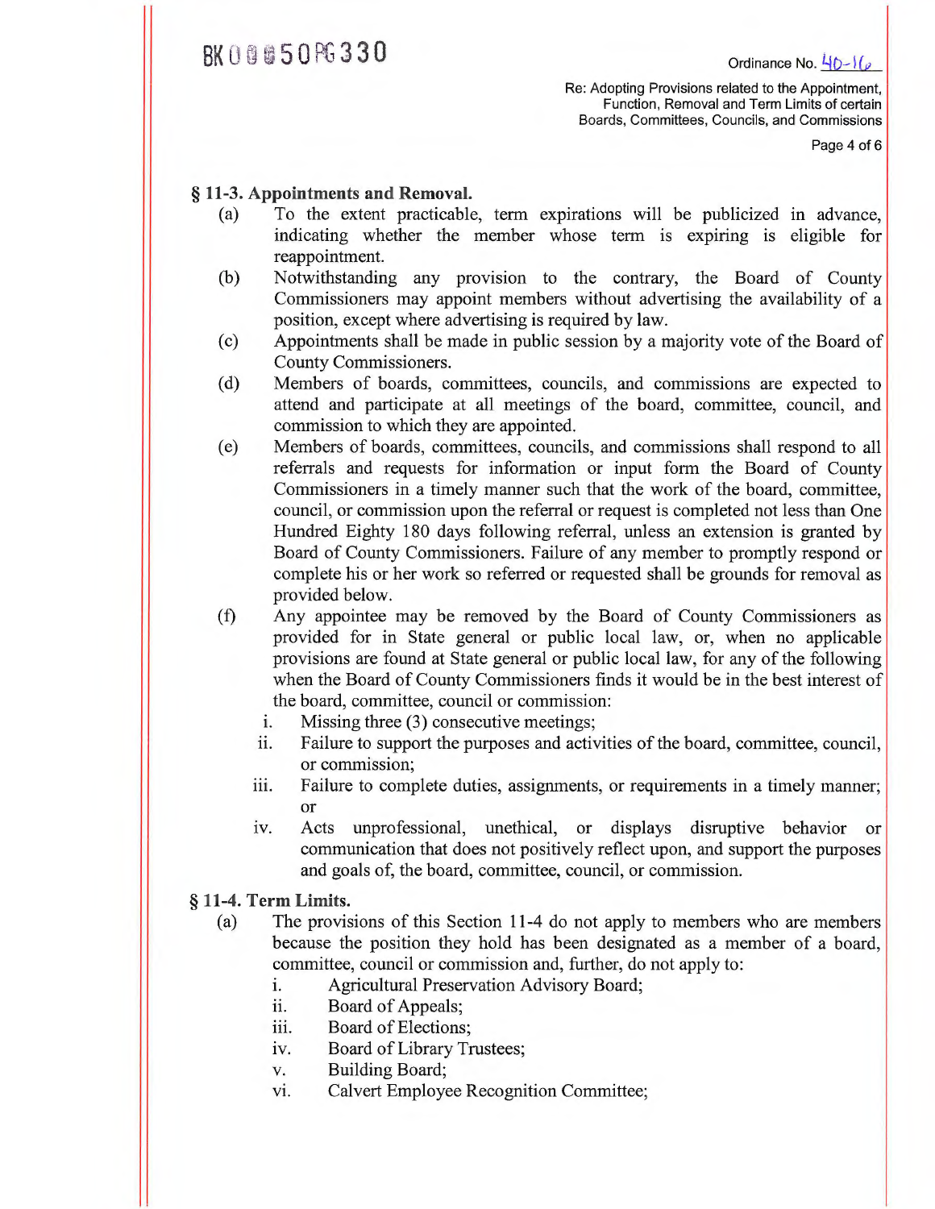## § 11-3. Appointments and Removal.

(a) To the extent practicable, term expirations will be publicized in advance, indicating whether the member whose term is expiring is eligible for reappointment.

(b) Notwithstanding any provision to the contrary, the Board of County Commissioners may appoint members without advertising the availability of a position, except where advertising is required by law.

(c) Appointments shall be made in public session by a majority vote of the Board of County Commissioners.

(d) Members of boards, committees, councils, and commissions are expected to attend and participate at all meetings of the board, committee, council, and commission to which they are appointed.

(e) Members of boards, committees, councils, and commissions shall respond to all referrals and requests for information or input form the Board of County Commissioners in a timely manner such that the work of the board, committee, council, or commission upon the referral or request is completed not less than One Hundred Eighty 180 days following referral, unless an extension is granted by Board of County Commissioners. Failure of any member to promptly respond or complete his or her work so referred or requested shall be grounds for removal as provided below.

(f) Any appointee may be removed by the Board of County Commissioners as provided for in State general or public local law, or, when no applicable provisions are found at State general or public local law, for any of the following when the Board of County Commissioners finds it would be in the best interest of the board, committee, council or commission:

   i. Missing three (3) consecutive meetings;

   ii. Failure to support the purposes and activities of the board, committee, council, or commission;

   iii. Failure to complete duties, assignments, or requirements in a timely manner; or

   iv. Acts unprofessional, unethical, or displays disruptive behavior or communication that does not positively reflect upon, and support the purposes and goals of, the board, committee, council, or commission.

## § 11-4. Term Limits.

(a) The provisions of this Section 11-4 do not apply to members who are members because the position they hold has been designated as a member of a board, committee, council or commission and, further, do not apply to:

   i. Agricultural Preservation Advisory Board;

   ii. Board of Appeals;

   iii. Board of Elections;

   iv. Board of Library Trustees;

   v. Building Board;

   vi. Calvert Employee Recognition Committee;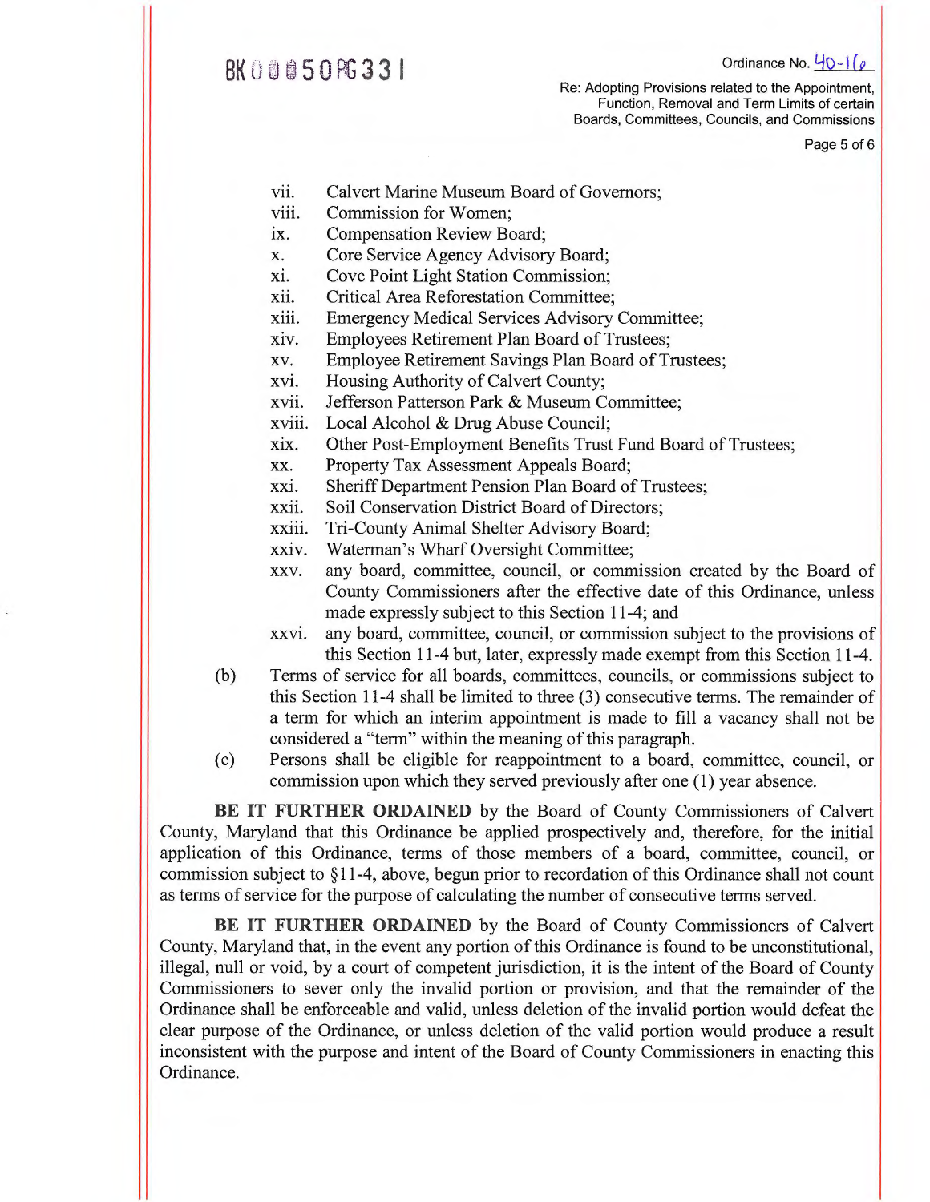vii. Calvert Marine Museum Board of Governors;
viii. Commission for Women;
ix. Compensation Review Board;
x. Core Service Agency Advisory Board;
xi. Cove Point Light Station Commission;
xii. Critical Area Reforestation Committee;
xiii. Emergency Medical Services Advisory Committee;
xiv. Employees Retirement Plan Board of Trustees;
xv. Employee Retirement Savings Plan Board of Trustees;
xvi. Housing Authority of Calvert County;
xvii. Jefferson Patterson Park & Museum Committee;
xviii. Local Alcohol & Drug Abuse Council;
xix. Other Post-Employment Benefits Trust Fund Board of Trustees;
xx. Property Tax Assessment Appeals Board;
xxi. Sheriff Department Pension Plan Board of Trustees;
xxii. Soil Conservation District Board of Directors;
xxiii. Tri-County Animal Shelter Advisory Board;
xxiv. Waterman's Wharf Oversight Committee;
xxv. any board, committee, council, or commission created by the Board of County Commissioners after the effective date of this Ordinance, unless made expressly subject to this Section 11-4; and
xxvi. any board, committee, council, or commission subject to the provisions of this Section 11-4 but, later, expressly made exempt from this Section 11-4.

(b) Terms of service for all boards, committees, councils, or commissions subject to this Section 11-4 shall be limited to three (3) consecutive terms. The remainder of a term for which an interim appointment is made to fill a vacancy shall not be considered a "term" within the meaning of this paragraph.

(c) Persons shall be eligible for reappointment to a board, committee, council, or commission upon which they served previously after one (1) year absence.

**BE IT FURTHER ORDAINED** by the Board of County Commissioners of Calvert County, Maryland that this Ordinance be applied prospectively and, therefore, for the initial application of this Ordinance, terms of those members of a board, committee, council, or commission subject to §11-4, above, begun prior to recordation of this Ordinance shall not count as terms of service for the purpose of calculating the number of consecutive terms served.

**BE IT FURTHER ORDAINED** by the Board of County Commissioners of Calvert County, Maryland that, in the event any portion of this Ordinance is found to be unconstitutional, illegal, null or void, by a court of competent jurisdiction, it is the intent of the Board of County Commissioners to sever only the invalid portion or provision, and that the remainder of the Ordinance shall be enforceable and valid, unless deletion of the invalid portion would defeat the clear purpose of the Ordinance, or unless deletion of the valid portion would produce a result inconsistent with the purpose and intent of the Board of County Commissioners in enacting this Ordinance.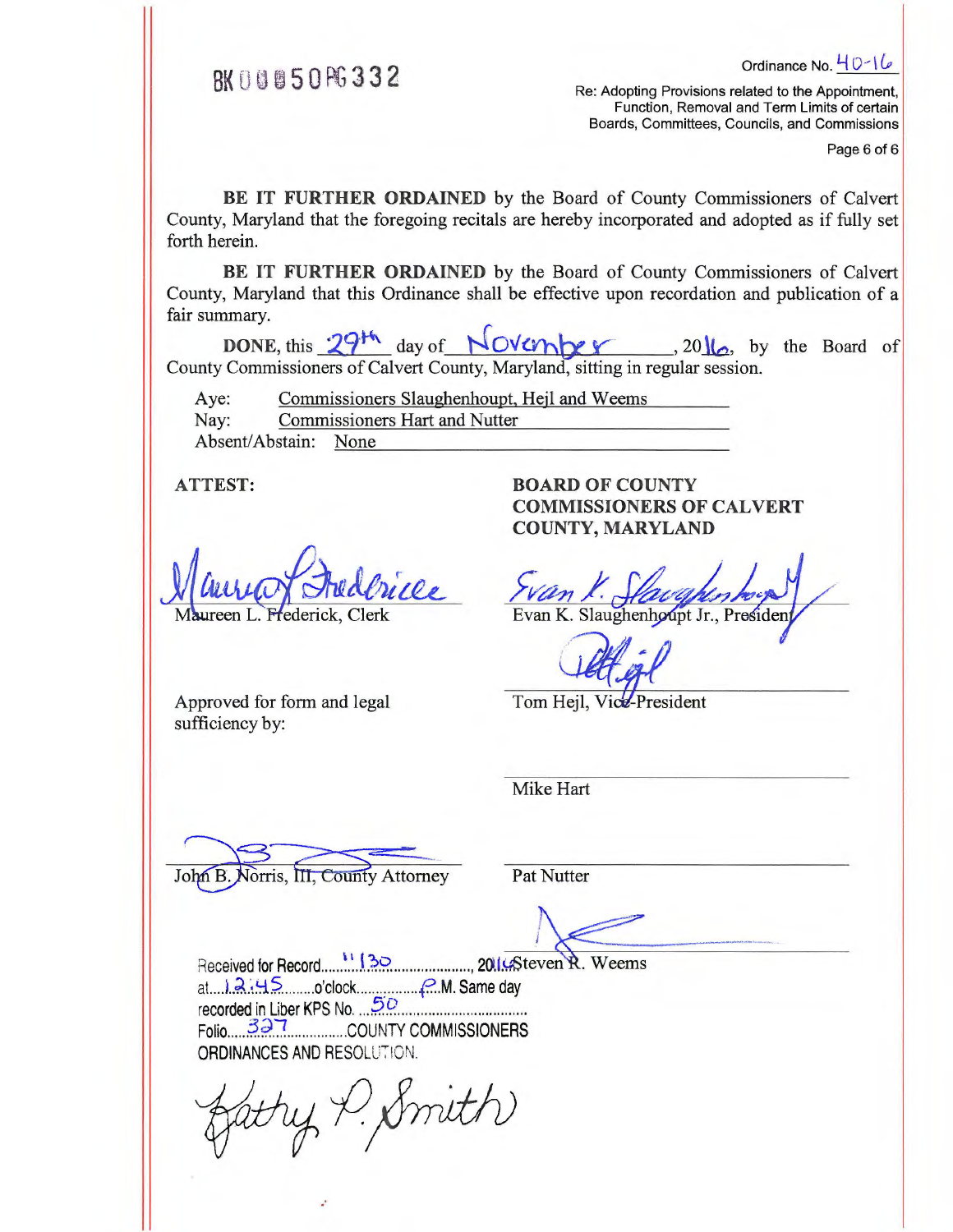BK 0 0 0 5 0 PG 3 3 2

Ordinance No. 40-16

Re: Adopting Provisions related to the Appointment, Function, Removal and Term Limits of certain Boards, Committees, Councils, and Commissions

**BE IT FURTHER ORDAINED** by the Board of County Commissioners of Calvert County, Maryland that the foregoing recitals are hereby incorporated and adopted as if fully set forth herein.

**BE IT FURTHER ORDAINED** by the Board of County Commissioners of Calvert County, Maryland that this Ordinance shall be effective upon recordation and publication of a fair summary.

**DONE**, this 29th day of November, 2016, by the Board of County Commissioners of Calvert County, Maryland, sitting in regular session.

Aye: Commissioners Slaughenhoupt, Hejl and Weems
Nay: Commissioners Hart and Nutter
Absent/Abstain: None

**ATTEST:**

Maureen L. Frederick, Clerk

Approved for form and legal sufficiency by:

John B. Norris, III, County Attorney

**BOARD OF COUNTY COMMISSIONERS OF CALVERT COUNTY, MARYLAND**

Evan K. Slaughenhoupt Jr., President

Tom Hejl, Vice-President

Mike Hart

Pat Nutter

Steven R. Weems

Received for Record 11/30, 2016 at 12:45 o'clock P.M. Same day recorded in Liber KPS No. 50 Folio 327 COUNTY COMMISSIONERS ORDINANCES AND RESOLUTION.

Kathy P. Smith